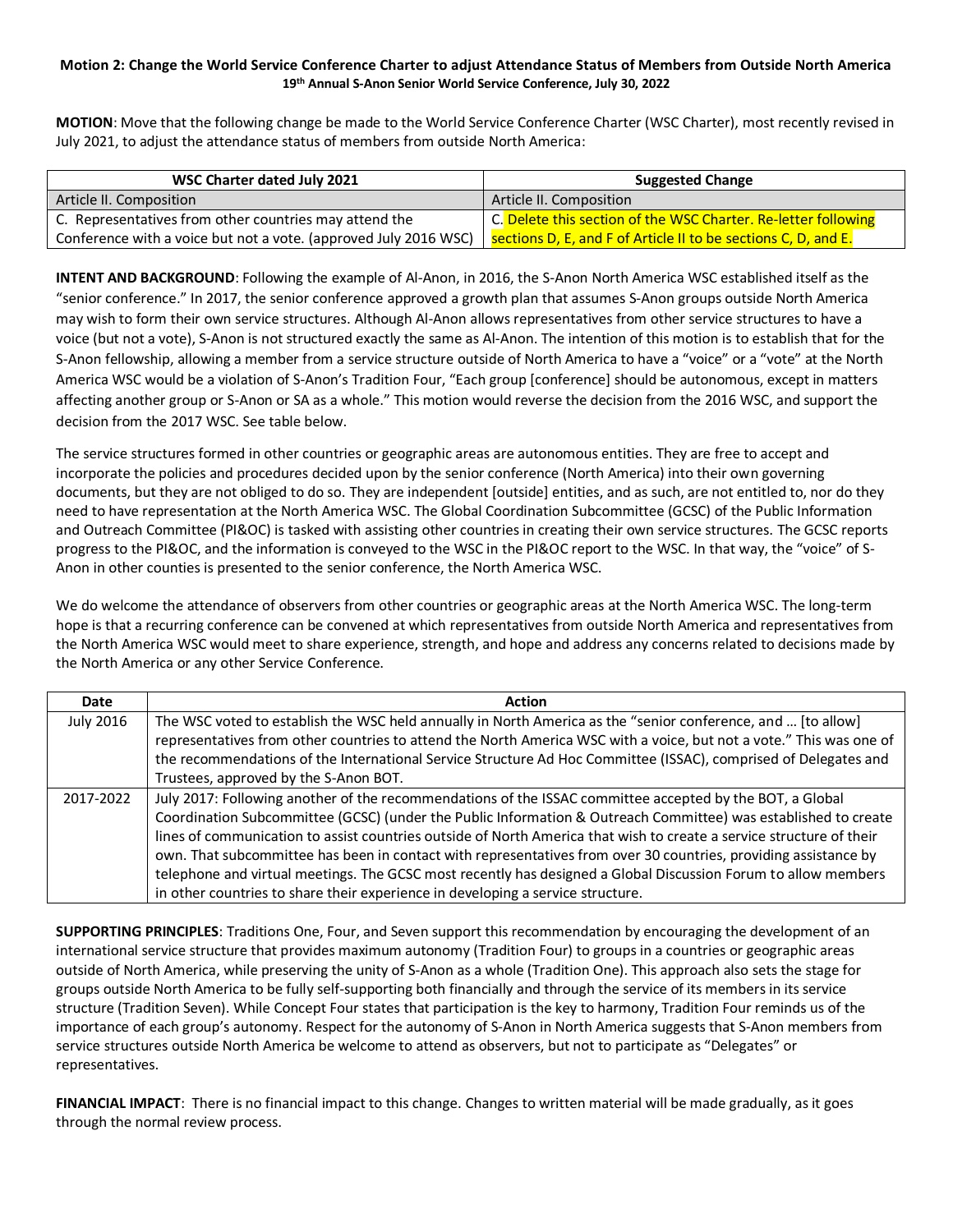**Motion 2: Change the World Service Conference Charter to adjust Attendance Status of Members from Outside North America**

**19th Annual S-Anon Senior World Service Conference, July 30, 2022**

**MOTION**: Move that the following change be made to the World Service Conference Charter (WSC Charter), most recently revised in July 2021, to adjust the attendance status of members from outside North America:

| WSC Charter dated July 2021 | Suggested Change |
|---|---|
| Article II. Composition | Article II. Composition |
| C. Representatives from other countries may attend the Conference with a voice but not a vote. (approved July 2016 WSC) | C. Delete this section of the WSC Charter. Re-letter following sections D, E, and F of Article II to be sections C, D, and E. |

**INTENT AND BACKGROUND**: Following the example of Al-Anon, in 2016, the S-Anon North America WSC established itself as the "senior conference." In 2017, the senior conference approved a growth plan that assumes S-Anon groups outside North America may wish to form their own service structures. Although Al-Anon allows representatives from other service structures to have a voice (but not a vote), S-Anon is not structured exactly the same as Al-Anon. The intention of this motion is to establish that for the S-Anon fellowship, allowing a member from a service structure outside of North America to have a "voice" or a "vote" at the North America WSC would be a violation of S-Anon's Tradition Four, "Each group [conference] should be autonomous, except in matters affecting another group or S-Anon or SA as a whole." This motion would reverse the decision from the 2016 WSC, and support the decision from the 2017 WSC. See table below.

The service structures formed in other countries or geographic areas are autonomous entities. They are free to accept and incorporate the policies and procedures decided upon by the senior conference (North America) into their own governing documents, but they are not obliged to do so. They are independent [outside] entities, and as such, are not entitled to, nor do they need to have representation at the North America WSC. The Global Coordination Subcommittee (GCSC) of the Public Information and Outreach Committee (PI&OC) is tasked with assisting other countries in creating their own service structures. The GCSC reports progress to the PI&OC, and the information is conveyed to the WSC in the PI&OC report to the WSC. In that way, the "voice" of S-Anon in other counties is presented to the senior conference, the North America WSC.

We do welcome the attendance of observers from other countries or geographic areas at the North America WSC. The long-term hope is that a recurring conference can be convened at which representatives from outside North America and representatives from the North America WSC would meet to share experience, strength, and hope and address any concerns related to decisions made by the North America or any other Service Conference.

| Date | Action |
|---|---|
| July 2016 | The WSC voted to establish the WSC held annually in North America as the "senior conference, and … [to allow] representatives from other countries to attend the North America WSC with a voice, but not a vote." This was one of the recommendations of the International Service Structure Ad Hoc Committee (ISSAC), comprised of Delegates and Trustees, approved by the S-Anon BOT. |
| 2017-2022 | July 2017: Following another of the recommendations of the ISSAC committee accepted by the BOT, a Global Coordination Subcommittee (GCSC) (under the Public Information & Outreach Committee) was established to create lines of communication to assist countries outside of North America that wish to create a service structure of their own. That subcommittee has been in contact with representatives from over 30 countries, providing assistance by telephone and virtual meetings. The GCSC most recently has designed a Global Discussion Forum to allow members in other countries to share their experience in developing a service structure. |

**SUPPORTING PRINCIPLES**: Traditions One, Four, and Seven support this recommendation by encouraging the development of an international service structure that provides maximum autonomy (Tradition Four) to groups in a countries or geographic areas outside of North America, while preserving the unity of S-Anon as a whole (Tradition One). This approach also sets the stage for groups outside North America to be fully self-supporting both financially and through the service of its members in its service structure (Tradition Seven). While Concept Four states that participation is the key to harmony, Tradition Four reminds us of the importance of each group's autonomy. Respect for the autonomy of S-Anon in North America suggests that S-Anon members from service structures outside North America be welcome to attend as observers, but not to participate as "Delegates" or representatives.

**FINANCIAL IMPACT**: There is no financial impact to this change. Changes to written material will be made gradually, as it goes through the normal review process.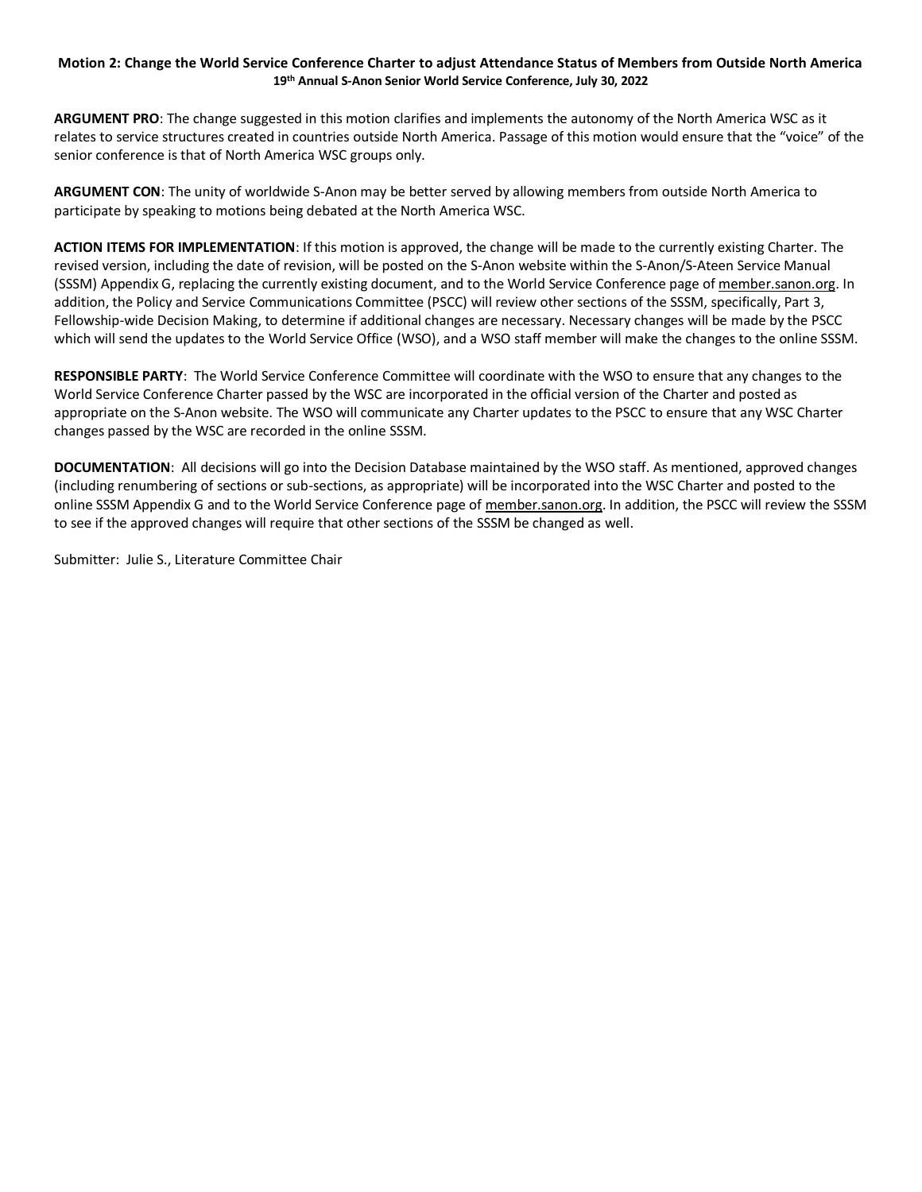**Motion 2: Change the World Service Conference Charter to adjust Attendance Status of Members from Outside North America**
**19th Annual S-Anon Senior World Service Conference, July 30, 2022**

**ARGUMENT PRO**: The change suggested in this motion clarifies and implements the autonomy of the North America WSC as it relates to service structures created in countries outside North America. Passage of this motion would ensure that the "voice" of the senior conference is that of North America WSC groups only.

**ARGUMENT CON**: The unity of worldwide S-Anon may be better served by allowing members from outside North America to participate by speaking to motions being debated at the North America WSC.

**ACTION ITEMS FOR IMPLEMENTATION**: If this motion is approved, the change will be made to the currently existing Charter. The revised version, including the date of revision, will be posted on the S-Anon website within the S-Anon/S-Ateen Service Manual (SSSM) Appendix G, replacing the currently existing document, and to the World Service Conference page of member.sanon.org. In addition, the Policy and Service Communications Committee (PSCC) will review other sections of the SSSM, specifically, Part 3, Fellowship-wide Decision Making, to determine if additional changes are necessary. Necessary changes will be made by the PSCC which will send the updates to the World Service Office (WSO), and a WSO staff member will make the changes to the online SSSM.

**RESPONSIBLE PARTY**: The World Service Conference Committee will coordinate with the WSO to ensure that any changes to the World Service Conference Charter passed by the WSC are incorporated in the official version of the Charter and posted as appropriate on the S-Anon website. The WSO will communicate any Charter updates to the PSCC to ensure that any WSC Charter changes passed by the WSC are recorded in the online SSSM.

**DOCUMENTATION**: All decisions will go into the Decision Database maintained by the WSO staff. As mentioned, approved changes (including renumbering of sections or sub-sections, as appropriate) will be incorporated into the WSC Charter and posted to the online SSSM Appendix G and to the World Service Conference page of member.sanon.org. In addition, the PSCC will review the SSSM to see if the approved changes will require that other sections of the SSSM be changed as well.

Submitter: Julie S., Literature Committee Chair